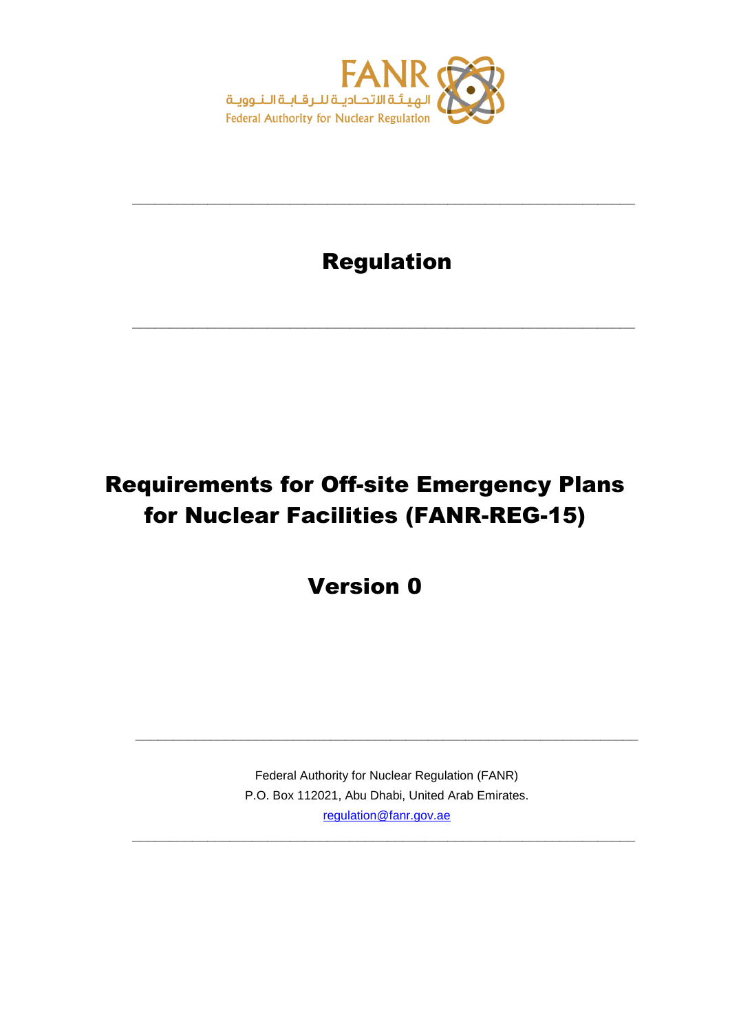FANR

الهيئة الاتحادية للرقابة النووية

Federal Authority for Nuclear Regulation

---

# Regulation

---

# Requirements for Off-site Emergency Plans for Nuclear Facilities (FANR-REG-15)

## Version 0

---

Federal Authority for Nuclear Regulation (FANR)
P.O. Box 112021, Abu Dhabi, United Arab Emirates.
regulation@fanr.gov.ae

---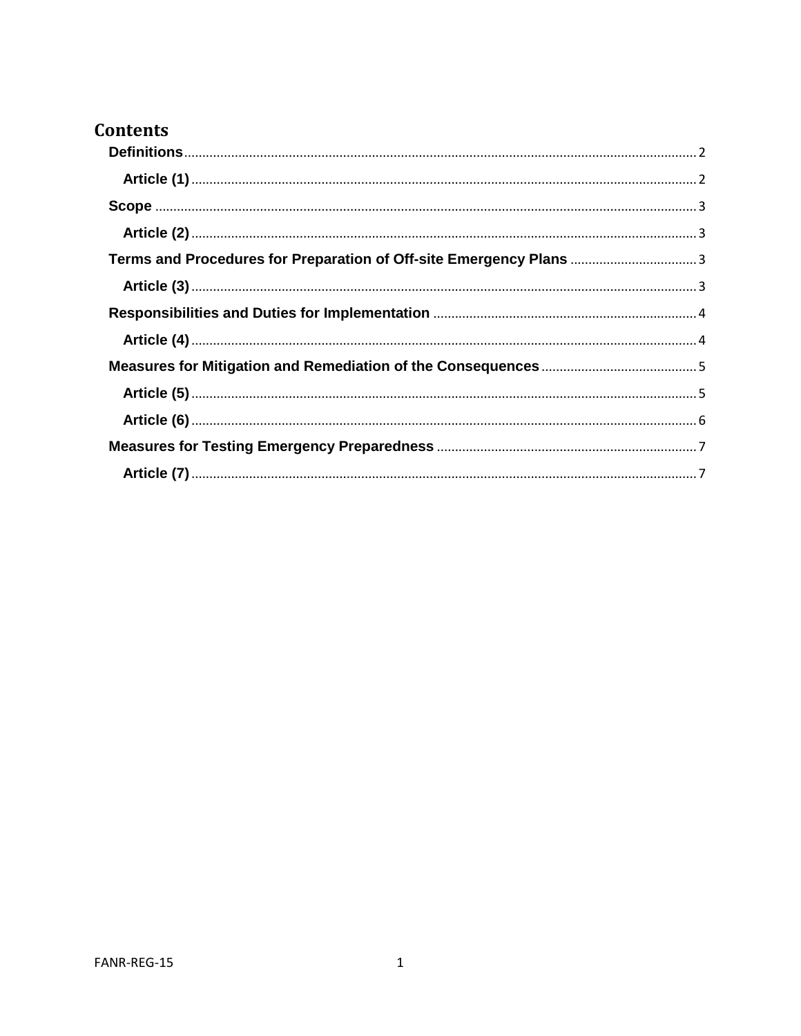# Contents

- Definitions ... 2
  - Article (1) ... 2
- Scope ... 3
  - Article (2) ... 3
- Terms and Procedures for Preparation of Off-site Emergency Plans ... 3
  - Article (3) ... 3
- Responsibilities and Duties for Implementation ... 4
  - Article (4) ... 4
- Measures for Mitigation and Remediation of the Consequences ... 5
  - Article (5) ... 5
  - Article (6) ... 6
- Measures for Testing Emergency Preparedness ... 7
  - Article (7) ... 7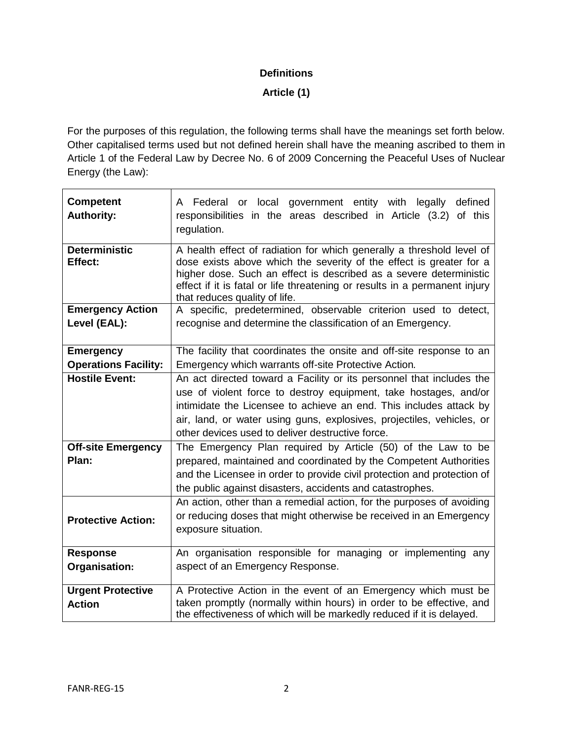**Definitions**

**Article (1)**

For the purposes of this regulation, the following terms shall have the meanings set forth below. Other capitalised terms used but not defined herein shall have the meaning ascribed to them in Article 1 of the Federal Law by Decree No. 6 of 2009 Concerning the Peaceful Uses of Nuclear Energy (the Law):

| Term | Definition |
| --- | --- |
| **Competent Authority:** | A Federal or local government entity with legally defined responsibilities in the areas described in Article (3.2) of this regulation. |
| **Deterministic Effect:** | A health effect of radiation for which generally a threshold level of dose exists above which the severity of the effect is greater for a higher dose. Such an effect is described as a severe deterministic effect if it is fatal or life threatening or results in a permanent injury that reduces quality of life. |
| **Emergency Action Level (EAL):** | A specific, predetermined, observable criterion used to detect, recognise and determine the classification of an Emergency. |
| **Emergency Operations Facility:** | The facility that coordinates the onsite and off-site response to an Emergency which warrants off-site Protective Action. |
| **Hostile Event:** | An act directed toward a Facility or its personnel that includes the use of violent force to destroy equipment, take hostages, and/or intimidate the Licensee to achieve an end. This includes attack by air, land, or water using guns, explosives, projectiles, vehicles, or other devices used to deliver destructive force. |
| **Off-site Emergency Plan:** | The Emergency Plan required by Article (50) of the Law to be prepared, maintained and coordinated by the Competent Authorities and the Licensee in order to provide civil protection and protection of the public against disasters, accidents and catastrophes. |
| **Protective Action:** | An action, other than a remedial action, for the purposes of avoiding or reducing doses that might otherwise be received in an Emergency exposure situation. |
| **Response Organisation:** | An organisation responsible for managing or implementing any aspect of an Emergency Response. |
| **Urgent Protective Action** | A Protective Action in the event of an Emergency which must be taken promptly (normally within hours) in order to be effective, and the effectiveness of which will be markedly reduced if it is delayed. |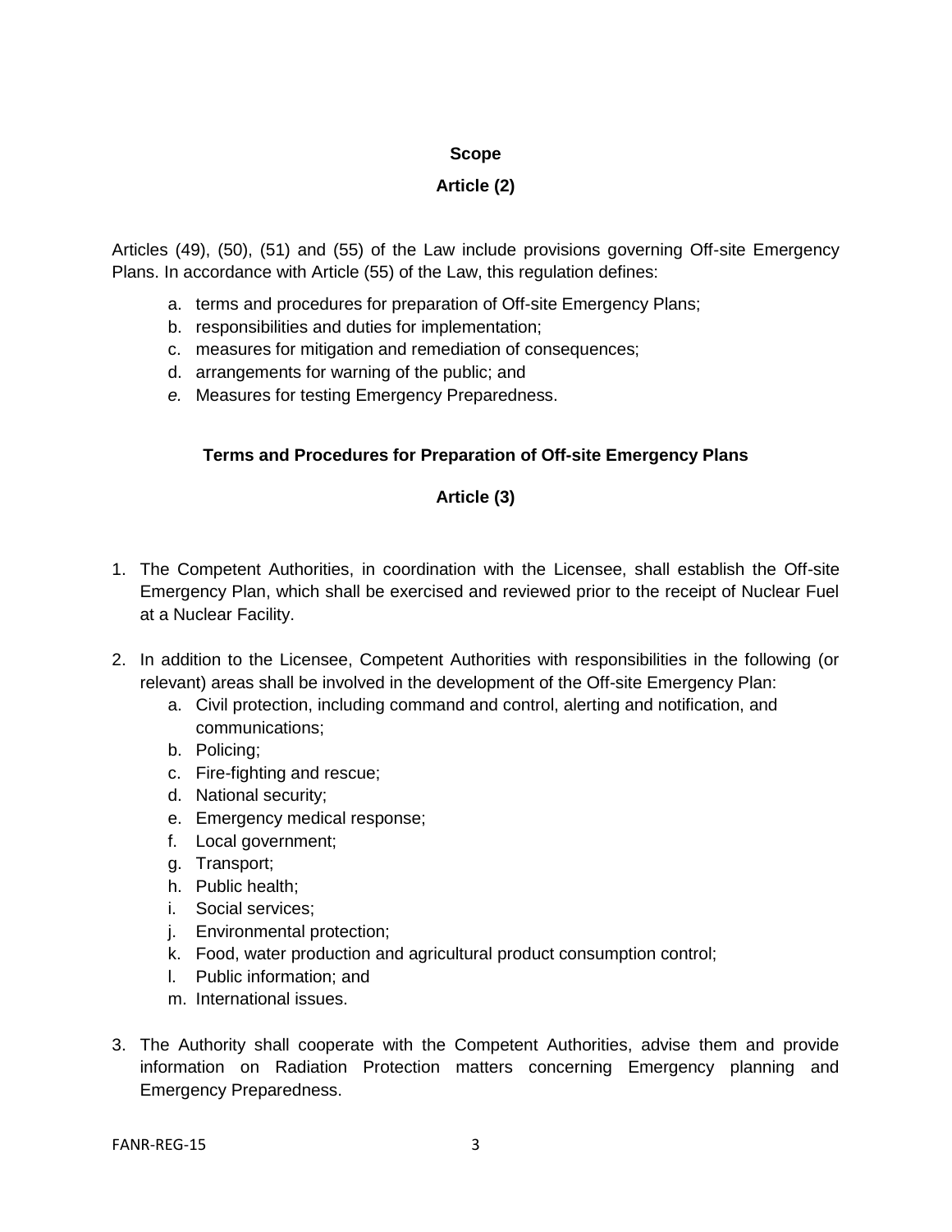**Scope**

**Article (2)**

Articles (49), (50), (51) and (55) of the Law include provisions governing Off-site Emergency Plans. In accordance with Article (55) of the Law, this regulation defines:

a. terms and procedures for preparation of Off-site Emergency Plans;
b. responsibilities and duties for implementation;
c. measures for mitigation and remediation of consequences;
d. arrangements for warning of the public; and
*e.* Measures for testing Emergency Preparedness.

**Terms and Procedures for Preparation of Off-site Emergency Plans**

**Article (3)**

1. The Competent Authorities, in coordination with the Licensee, shall establish the Off-site Emergency Plan, which shall be exercised and reviewed prior to the receipt of Nuclear Fuel at a Nuclear Facility.

2. In addition to the Licensee, Competent Authorities with responsibilities in the following (or relevant) areas shall be involved in the development of the Off-site Emergency Plan:
   a. Civil protection, including command and control, alerting and notification, and communications;
   b. Policing;
   c. Fire-fighting and rescue;
   d. National security;
   e. Emergency medical response;
   f. Local government;
   g. Transport;
   h. Public health;
   i. Social services;
   j. Environmental protection;
   k. Food, water production and agricultural product consumption control;
   l. Public information; and
   m. International issues.

3. The Authority shall cooperate with the Competent Authorities, advise them and provide information on Radiation Protection matters concerning Emergency planning and Emergency Preparedness.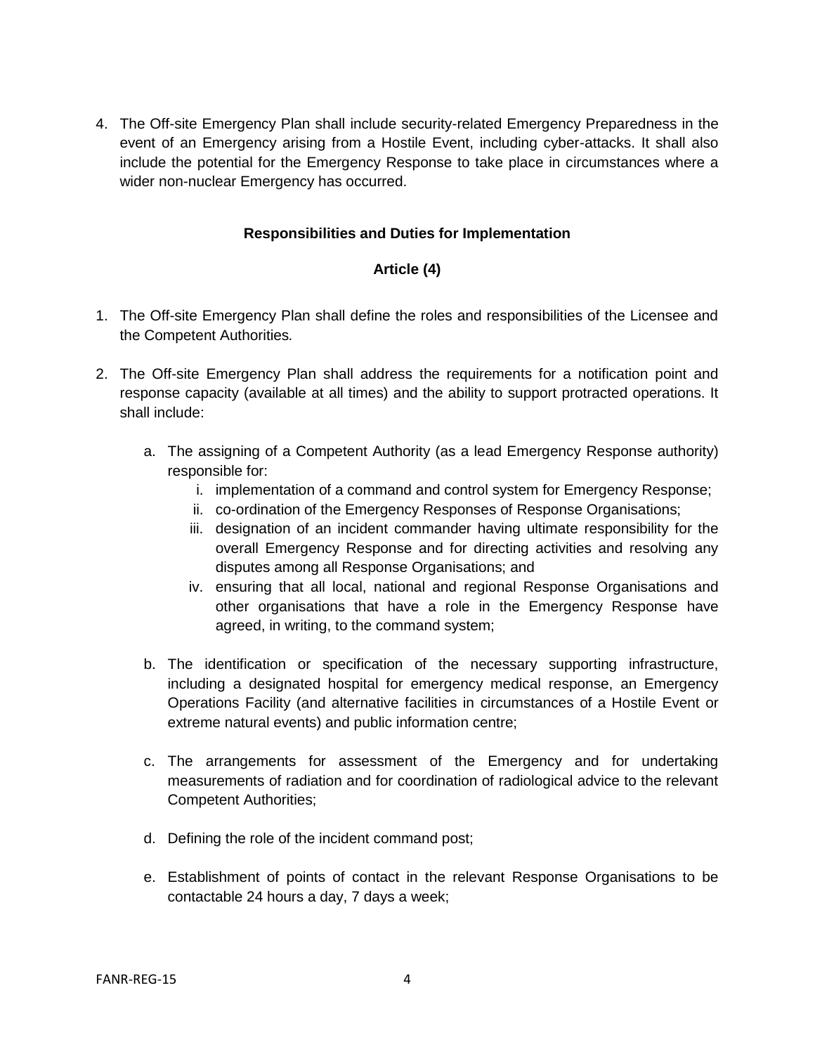4. The Off-site Emergency Plan shall include security-related Emergency Preparedness in the event of an Emergency arising from a Hostile Event, including cyber-attacks. It shall also include the potential for the Emergency Response to take place in circumstances where a wider non-nuclear Emergency has occurred.

**Responsibilities and Duties for Implementation**

**Article (4)**

1. The Off-site Emergency Plan shall define the roles and responsibilities of the Licensee and the Competent Authorities*.*

2. The Off-site Emergency Plan shall address the requirements for a notification point and response capacity (available at all times) and the ability to support protracted operations. It shall include:

   a. The assigning of a Competent Authority (as a lead Emergency Response authority) responsible for:
      i. implementation of a command and control system for Emergency Response;
      ii. co-ordination of the Emergency Responses of Response Organisations;
      iii. designation of an incident commander having ultimate responsibility for the overall Emergency Response and for directing activities and resolving any disputes among all Response Organisations; and
      iv. ensuring that all local, national and regional Response Organisations and other organisations that have a role in the Emergency Response have agreed, in writing, to the command system;

   b. The identification or specification of the necessary supporting infrastructure, including a designated hospital for emergency medical response, an Emergency Operations Facility (and alternative facilities in circumstances of a Hostile Event or extreme natural events) and public information centre;

   c. The arrangements for assessment of the Emergency and for undertaking measurements of radiation and for coordination of radiological advice to the relevant Competent Authorities;

   d. Defining the role of the incident command post;

   e. Establishment of points of contact in the relevant Response Organisations to be contactable 24 hours a day, 7 days a week;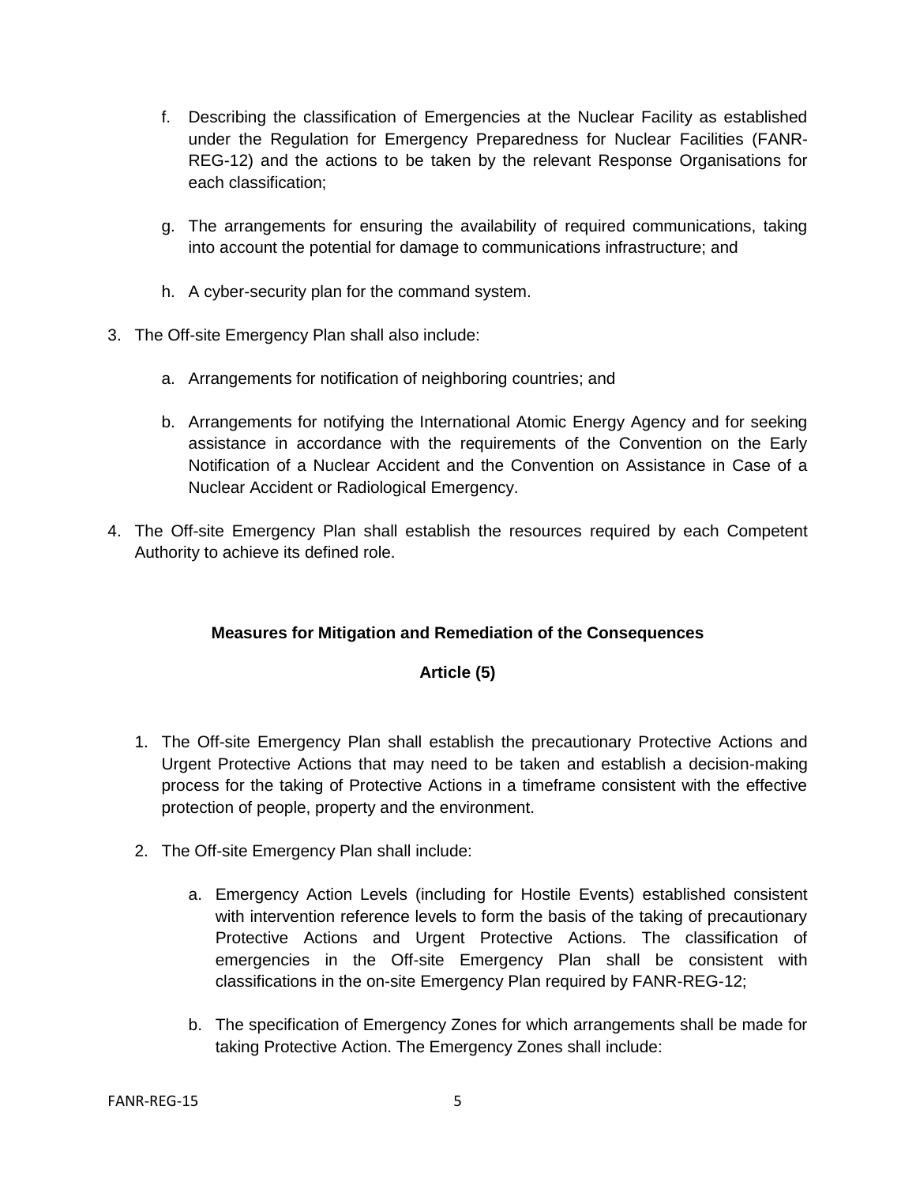f. Describing the classification of Emergencies at the Nuclear Facility as established under the Regulation for Emergency Preparedness for Nuclear Facilities (FANR-REG-12) and the actions to be taken by the relevant Response Organisations for each classification;

g. The arrangements for ensuring the availability of required communications, taking into account the potential for damage to communications infrastructure; and

h. A cyber-security plan for the command system.

3. The Off-site Emergency Plan shall also include:

   a. Arrangements for notification of neighboring countries; and

   b. Arrangements for notifying the International Atomic Energy Agency and for seeking assistance in accordance with the requirements of the Convention on the Early Notification of a Nuclear Accident and the Convention on Assistance in Case of a Nuclear Accident or Radiological Emergency.

4. The Off-site Emergency Plan shall establish the resources required by each Competent Authority to achieve its defined role.

**Measures for Mitigation and Remediation of the Consequences**

**Article (5)**

1. The Off-site Emergency Plan shall establish the precautionary Protective Actions and Urgent Protective Actions that may need to be taken and establish a decision-making process for the taking of Protective Actions in a timeframe consistent with the effective protection of people, property and the environment.

2. The Off-site Emergency Plan shall include:

   a. Emergency Action Levels (including for Hostile Events) established consistent with intervention reference levels to form the basis of the taking of precautionary Protective Actions and Urgent Protective Actions. The classification of emergencies in the Off-site Emergency Plan shall be consistent with classifications in the on-site Emergency Plan required by FANR-REG-12;

   b. The specification of Emergency Zones for which arrangements shall be made for taking Protective Action. The Emergency Zones shall include: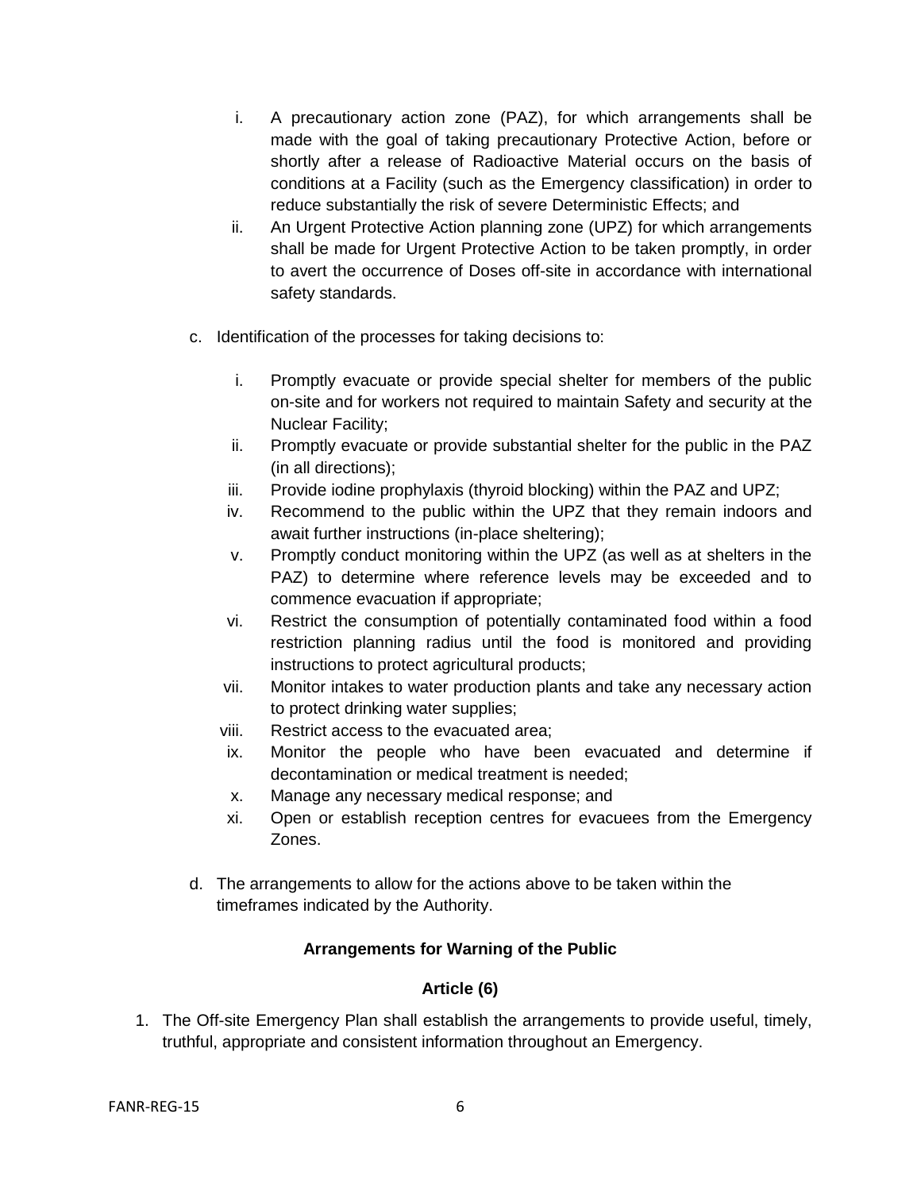i. A precautionary action zone (PAZ), for which arrangements shall be made with the goal of taking precautionary Protective Action, before or shortly after a release of Radioactive Material occurs on the basis of conditions at a Facility (such as the Emergency classification) in order to reduce substantially the risk of severe Deterministic Effects; and
ii. An Urgent Protective Action planning zone (UPZ) for which arrangements shall be made for Urgent Protective Action to be taken promptly, in order to avert the occurrence of Doses off-site in accordance with international safety standards.

c. Identification of the processes for taking decisions to:

i. Promptly evacuate or provide special shelter for members of the public on-site and for workers not required to maintain Safety and security at the Nuclear Facility;
ii. Promptly evacuate or provide substantial shelter for the public in the PAZ (in all directions);
iii. Provide iodine prophylaxis (thyroid blocking) within the PAZ and UPZ;
iv. Recommend to the public within the UPZ that they remain indoors and await further instructions (in-place sheltering);
v. Promptly conduct monitoring within the UPZ (as well as at shelters in the PAZ) to determine where reference levels may be exceeded and to commence evacuation if appropriate;
vi. Restrict the consumption of potentially contaminated food within a food restriction planning radius until the food is monitored and providing instructions to protect agricultural products;
vii. Monitor intakes to water production plants and take any necessary action to protect drinking water supplies;
viii. Restrict access to the evacuated area;
ix. Monitor the people who have been evacuated and determine if decontamination or medical treatment is needed;
x. Manage any necessary medical response; and
xi. Open or establish reception centres for evacuees from the Emergency Zones.

d. The arrangements to allow for the actions above to be taken within the timeframes indicated by the Authority.

## Arrangements for Warning of the Public

## Article (6)

1. The Off-site Emergency Plan shall establish the arrangements to provide useful, timely, truthful, appropriate and consistent information throughout an Emergency.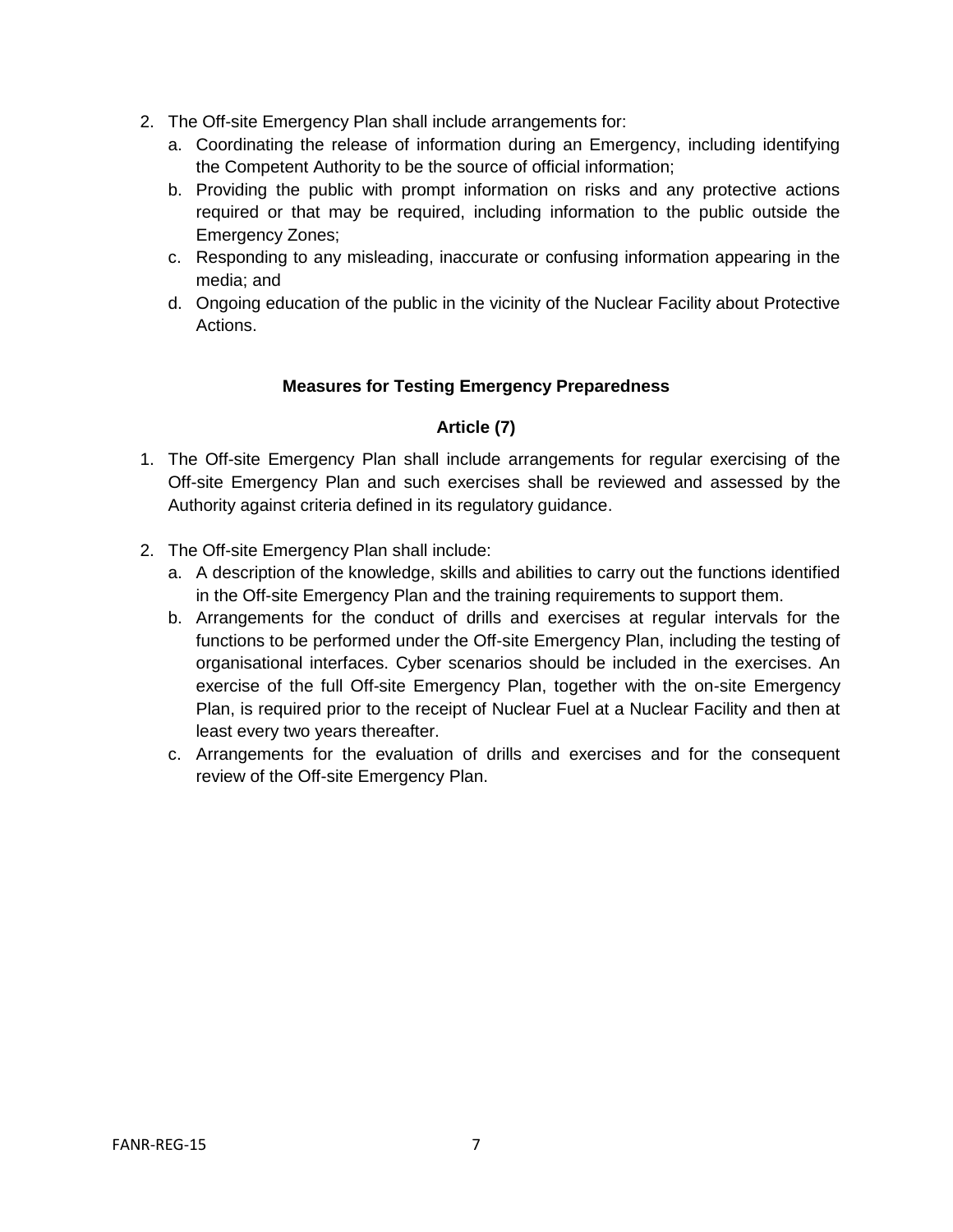2. The Off-site Emergency Plan shall include arrangements for:
   a. Coordinating the release of information during an Emergency, including identifying the Competent Authority to be the source of official information;
   b. Providing the public with prompt information on risks and any protective actions required or that may be required, including information to the public outside the Emergency Zones;
   c. Responding to any misleading, inaccurate or confusing information appearing in the media; and
   d. Ongoing education of the public in the vicinity of the Nuclear Facility about Protective Actions.

**Measures for Testing Emergency Preparedness**

**Article (7)**

1. The Off-site Emergency Plan shall include arrangements for regular exercising of the Off-site Emergency Plan and such exercises shall be reviewed and assessed by the Authority against criteria defined in its regulatory guidance.

2. The Off-site Emergency Plan shall include:
   a. A description of the knowledge, skills and abilities to carry out the functions identified in the Off-site Emergency Plan and the training requirements to support them.
   b. Arrangements for the conduct of drills and exercises at regular intervals for the functions to be performed under the Off-site Emergency Plan, including the testing of organisational interfaces. Cyber scenarios should be included in the exercises. An exercise of the full Off-site Emergency Plan, together with the on-site Emergency Plan, is required prior to the receipt of Nuclear Fuel at a Nuclear Facility and then at least every two years thereafter.
   c. Arrangements for the evaluation of drills and exercises and for the consequent review of the Off-site Emergency Plan.